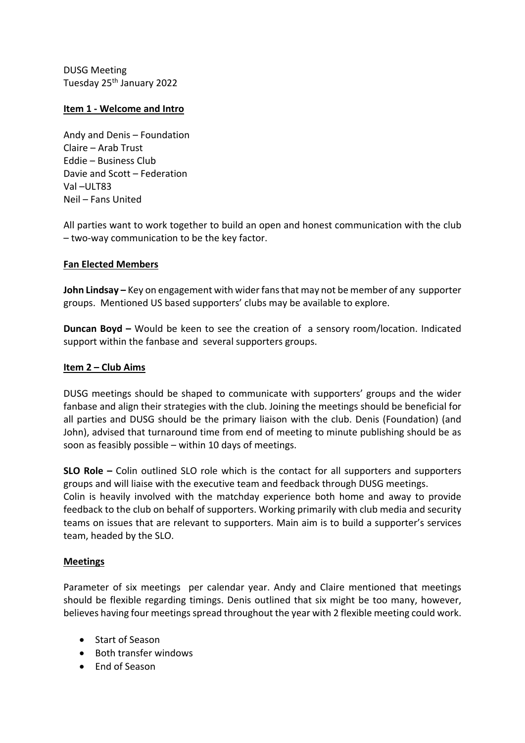DUSG Meeting
Tuesday 25th January 2022

**Item 1 - Welcome and Intro**

Andy and Denis – Foundation
Claire – Arab Trust
Eddie – Business Club
Davie and Scott – Federation
Val –ULT83
Neil – Fans United

All parties want to work together to build an open and honest communication with the club – two-way communication to be the key factor.

**Fan Elected Members**

**John Lindsay –** Key on engagement with wider fans that may not be member of any supporter groups. Mentioned US based supporters' clubs may be available to explore.

**Duncan Boyd –** Would be keen to see the creation of a sensory room/location. Indicated support within the fanbase and several supporters groups.

**Item 2 – Club Aims**

DUSG meetings should be shaped to communicate with supporters' groups and the wider fanbase and align their strategies with the club. Joining the meetings should be beneficial for all parties and DUSG should be the primary liaison with the club. Denis (Foundation) (and John), advised that turnaround time from end of meeting to minute publishing should be as soon as feasibly possible – within 10 days of meetings.

**SLO Role –** Colin outlined SLO role which is the contact for all supporters and supporters groups and will liaise with the executive team and feedback through DUSG meetings.
Colin is heavily involved with the matchday experience both home and away to provide feedback to the club on behalf of supporters. Working primarily with club media and security teams on issues that are relevant to supporters. Main aim is to build a supporter's services team, headed by the SLO.

**Meetings**

Parameter of six meetings per calendar year. Andy and Claire mentioned that meetings should be flexible regarding timings. Denis outlined that six might be too many, however, believes having four meetings spread throughout the year with 2 flexible meeting could work.

- Start of Season
- Both transfer windows
- End of Season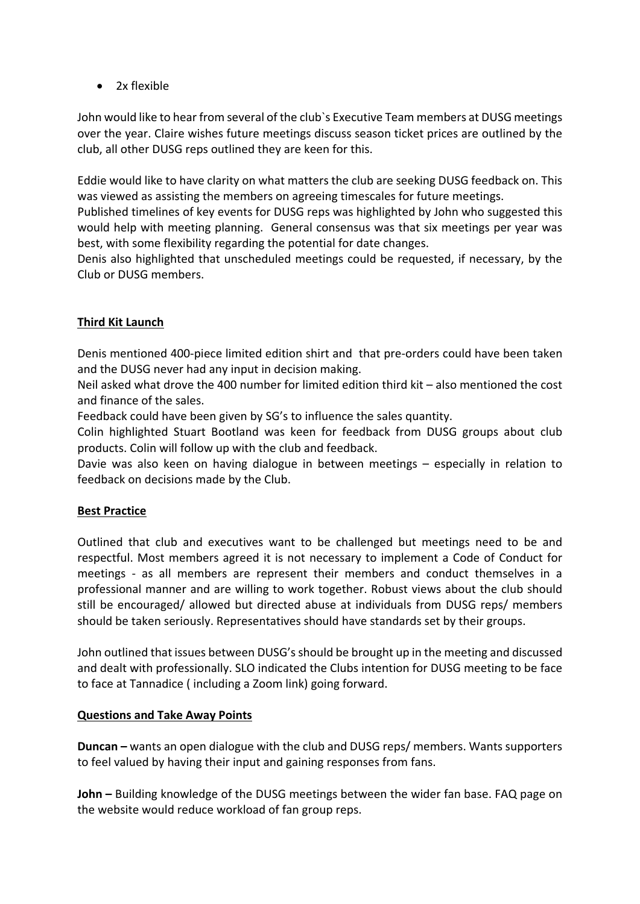- 2x flexible

John would like to hear from several of the club`s Executive Team members at DUSG meetings over the year. Claire wishes future meetings discuss season ticket prices are outlined by the club, all other DUSG reps outlined they are keen for this.

Eddie would like to have clarity on what matters the club are seeking DUSG feedback on. This was viewed as assisting the members on agreeing timescales for future meetings.
Published timelines of key events for DUSG reps was highlighted by John who suggested this would help with meeting planning. General consensus was that six meetings per year was best, with some flexibility regarding the potential for date changes.
Denis also highlighted that unscheduled meetings could be requested, if necessary, by the Club or DUSG members.

**<u>Third Kit Launch</u>**

Denis mentioned 400-piece limited edition shirt and that pre-orders could have been taken and the DUSG never had any input in decision making.
Neil asked what drove the 400 number for limited edition third kit – also mentioned the cost and finance of the sales.
Feedback could have been given by SG's to influence the sales quantity.
Colin highlighted Stuart Bootland was keen for feedback from DUSG groups about club products. Colin will follow up with the club and feedback.
Davie was also keen on having dialogue in between meetings – especially in relation to feedback on decisions made by the Club.

**<u>Best Practice</u>**

Outlined that club and executives want to be challenged but meetings need to be and respectful. Most members agreed it is not necessary to implement a Code of Conduct for meetings - as all members are represent their members and conduct themselves in a professional manner and are willing to work together. Robust views about the club should still be encouraged/ allowed but directed abuse at individuals from DUSG reps/ members should be taken seriously. Representatives should have standards set by their groups.

John outlined that issues between DUSG's should be brought up in the meeting and discussed and dealt with professionally. SLO indicated the Clubs intention for DUSG meeting to be face to face at Tannadice ( including a Zoom link) going forward.

**<u>Questions and Take Away Points</u>**

**Duncan –** wants an open dialogue with the club and DUSG reps/ members. Wants supporters to feel valued by having their input and gaining responses from fans.

**John –** Building knowledge of the DUSG meetings between the wider fan base. FAQ page on the website would reduce workload of fan group reps.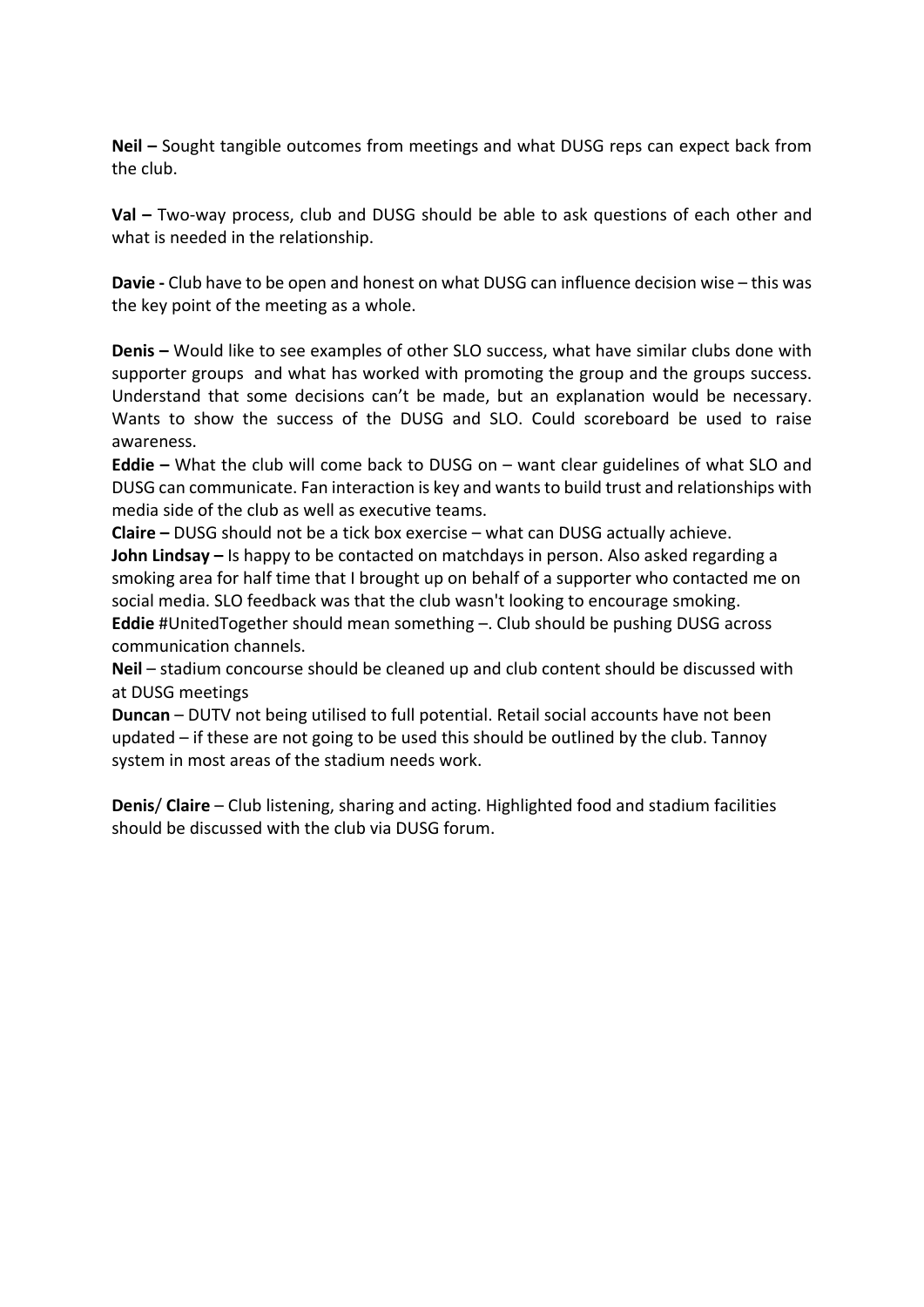**Neil –** Sought tangible outcomes from meetings and what DUSG reps can expect back from the club.

**Val –** Two-way process, club and DUSG should be able to ask questions of each other and what is needed in the relationship.

**Davie -** Club have to be open and honest on what DUSG can influence decision wise – this was the key point of the meeting as a whole.

**Denis –** Would like to see examples of other SLO success, what have similar clubs done with supporter groups and what has worked with promoting the group and the groups success. Understand that some decisions can't be made, but an explanation would be necessary. Wants to show the success of the DUSG and SLO. Could scoreboard be used to raise awareness.

**Eddie –** What the club will come back to DUSG on – want clear guidelines of what SLO and DUSG can communicate. Fan interaction is key and wants to build trust and relationships with media side of the club as well as executive teams.

**Claire –** DUSG should not be a tick box exercise – what can DUSG actually achieve.

**John Lindsay –** Is happy to be contacted on matchdays in person. Also asked regarding a smoking area for half time that I brought up on behalf of a supporter who contacted me on social media. SLO feedback was that the club wasn't looking to encourage smoking.

**Eddie** #UnitedTogether should mean something –. Club should be pushing DUSG across communication channels.

**Neil** – stadium concourse should be cleaned up and club content should be discussed with at DUSG meetings

**Duncan** – DUTV not being utilised to full potential. Retail social accounts have not been updated – if these are not going to be used this should be outlined by the club. Tannoy system in most areas of the stadium needs work.

**Denis**/ **Claire** – Club listening, sharing and acting. Highlighted food and stadium facilities should be discussed with the club via DUSG forum.